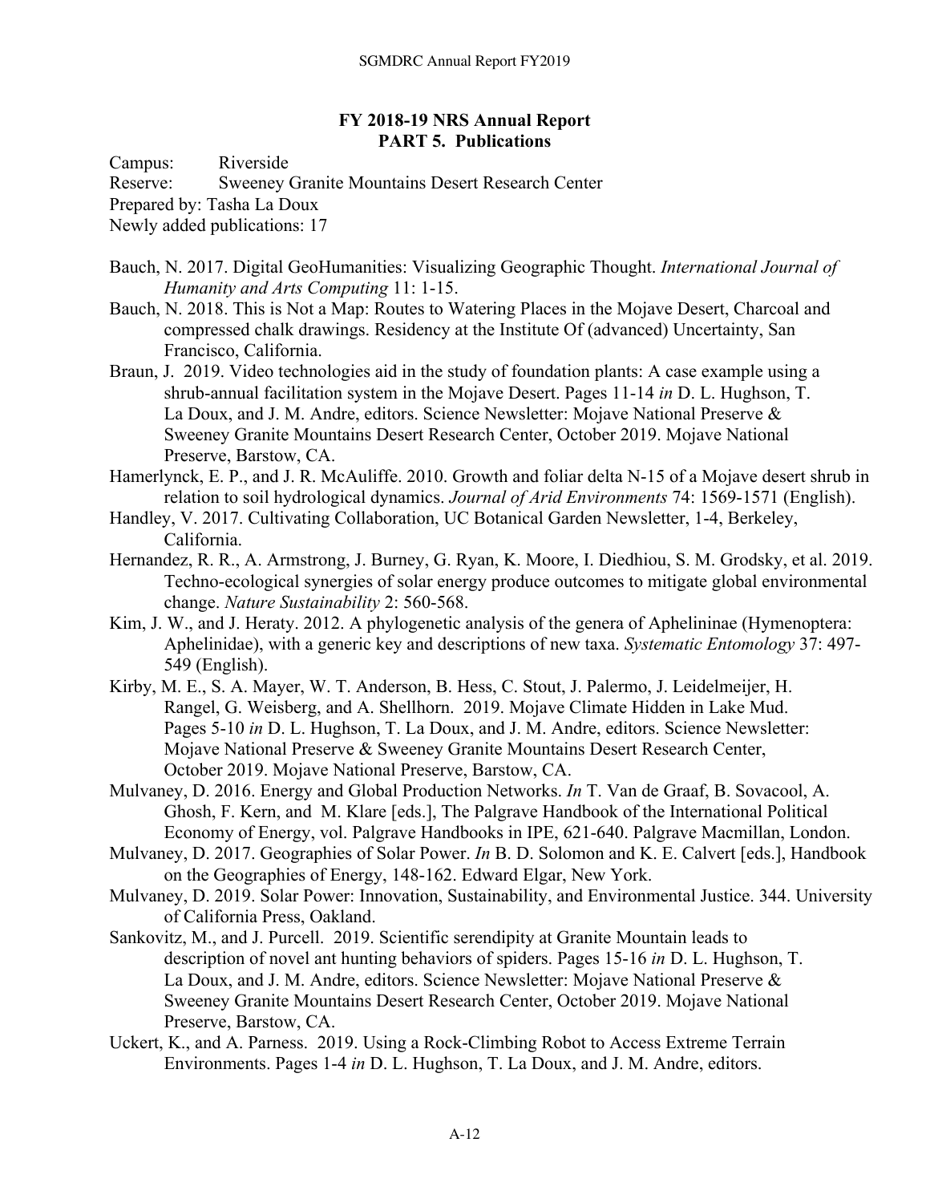**FY 2018-19 NRS Annual Report**
**PART 5. Publications**

Campus: Riverside
Reserve: Sweeney Granite Mountains Desert Research Center
Prepared by: Tasha La Doux
Newly added publications: 17

Bauch, N. 2017. Digital GeoHumanities: Visualizing Geographic Thought. *International Journal of Humanity and Arts Computing* 11: 1-15.

Bauch, N. 2018. This is Not a Map: Routes to Watering Places in the Mojave Desert, Charcoal and compressed chalk drawings. Residency at the Institute Of (advanced) Uncertainty, San Francisco, California.

Braun, J. 2019. Video technologies aid in the study of foundation plants: A case example using a shrub-annual facilitation system in the Mojave Desert. Pages 11-14 *in* D. L. Hughson, T. La Doux, and J. M. Andre, editors. Science Newsletter: Mojave National Preserve & Sweeney Granite Mountains Desert Research Center, October 2019. Mojave National Preserve, Barstow, CA.

Hamerlynck, E. P., and J. R. McAuliffe. 2010. Growth and foliar delta N-15 of a Mojave desert shrub in relation to soil hydrological dynamics. *Journal of Arid Environments* 74: 1569-1571 (English).

Handley, V. 2017. Cultivating Collaboration, UC Botanical Garden Newsletter, 1-4, Berkeley, California.

Hernandez, R. R., A. Armstrong, J. Burney, G. Ryan, K. Moore, I. Diedhiou, S. M. Grodsky, et al. 2019. Techno-ecological synergies of solar energy produce outcomes to mitigate global environmental change. *Nature Sustainability* 2: 560-568.

Kim, J. W., and J. Heraty. 2012. A phylogenetic analysis of the genera of Aphelininae (Hymenoptera: Aphelinidae), with a generic key and descriptions of new taxa. *Systematic Entomology* 37: 497-549 (English).

Kirby, M. E., S. A. Mayer, W. T. Anderson, B. Hess, C. Stout, J. Palermo, J. Leidelmeijer, H. Rangel, G. Weisberg, and A. Shellhorn. 2019. Mojave Climate Hidden in Lake Mud. Pages 5-10 *in* D. L. Hughson, T. La Doux, and J. M. Andre, editors. Science Newsletter: Mojave National Preserve & Sweeney Granite Mountains Desert Research Center, October 2019. Mojave National Preserve, Barstow, CA.

Mulvaney, D. 2016. Energy and Global Production Networks. *In* T. Van de Graaf, B. Sovacool, A. Ghosh, F. Kern, and M. Klare [eds.], The Palgrave Handbook of the International Political Economy of Energy, vol. Palgrave Handbooks in IPE, 621-640. Palgrave Macmillan, London.

Mulvaney, D. 2017. Geographies of Solar Power. *In* B. D. Solomon and K. E. Calvert [eds.], Handbook on the Geographies of Energy, 148-162. Edward Elgar, New York.

Mulvaney, D. 2019. Solar Power: Innovation, Sustainability, and Environmental Justice. 344. University of California Press, Oakland.

Sankovitz, M., and J. Purcell. 2019. Scientific serendipity at Granite Mountain leads to description of novel ant hunting behaviors of spiders. Pages 15-16 *in* D. L. Hughson, T. La Doux, and J. M. Andre, editors. Science Newsletter: Mojave National Preserve & Sweeney Granite Mountains Desert Research Center, October 2019. Mojave National Preserve, Barstow, CA.

Uckert, K., and A. Parness. 2019. Using a Rock-Climbing Robot to Access Extreme Terrain Environments. Pages 1-4 *in* D. L. Hughson, T. La Doux, and J. M. Andre, editors.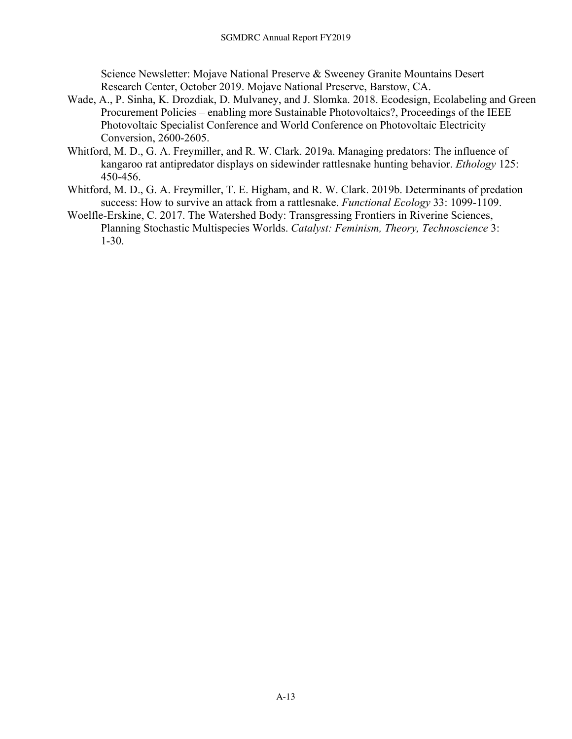Science Newsletter: Mojave National Preserve & Sweeney Granite Mountains Desert Research Center, October 2019. Mojave National Preserve, Barstow, CA.

Wade, A., P. Sinha, K. Drozdiak, D. Mulvaney, and J. Slomka. 2018. Ecodesign, Ecolabeling and Green Procurement Policies – enabling more Sustainable Photovoltaics?, Proceedings of the IEEE Photovoltaic Specialist Conference and World Conference on Photovoltaic Electricity Conversion, 2600-2605.

Whitford, M. D., G. A. Freymiller, and R. W. Clark. 2019a. Managing predators: The influence of kangaroo rat antipredator displays on sidewinder rattlesnake hunting behavior. *Ethology* 125: 450-456.

Whitford, M. D., G. A. Freymiller, T. E. Higham, and R. W. Clark. 2019b. Determinants of predation success: How to survive an attack from a rattlesnake. *Functional Ecology* 33: 1099-1109.

Woelfle-Erskine, C. 2017. The Watershed Body: Transgressing Frontiers in Riverine Sciences, Planning Stochastic Multispecies Worlds. *Catalyst: Feminism, Theory, Technoscience* 3: 1-30.